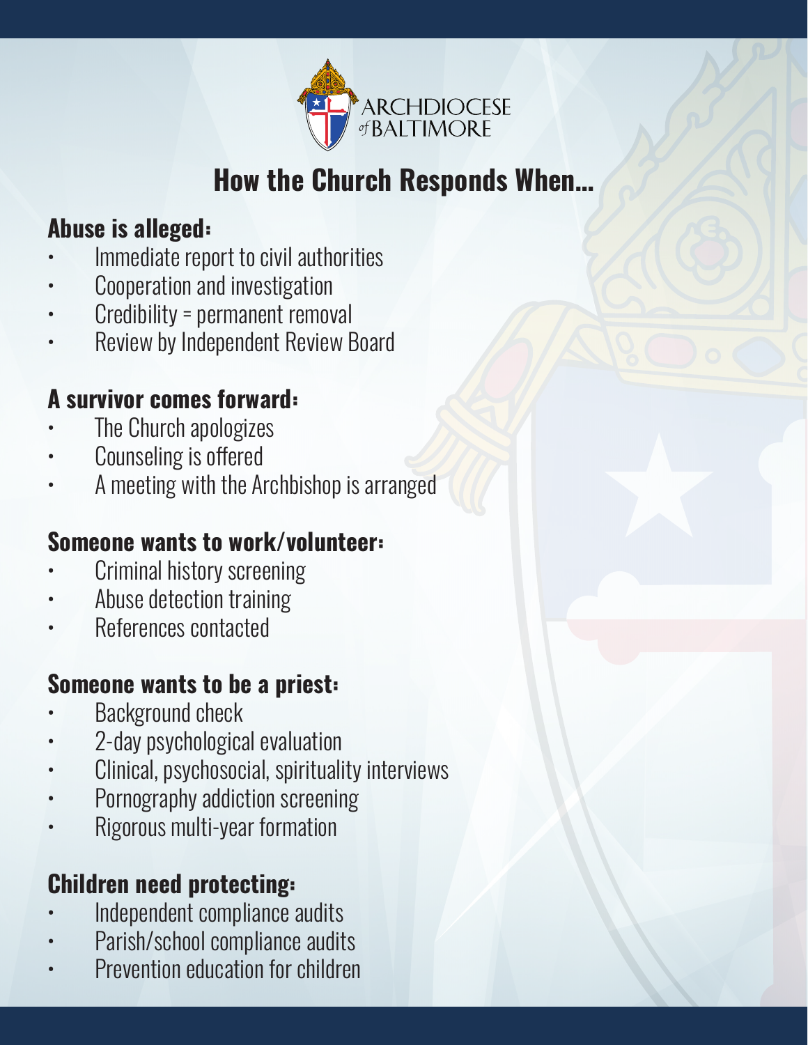ARCHDIOCESE of BALTIMORE

# How the Church Responds When...

## Abuse is alleged:

- Immediate report to civil authorities
- Cooperation and investigation
- Credibility = permanent removal
- Review by Independent Review Board

## A survivor comes forward:

- The Church apologizes
- Counseling is offered
- A meeting with the Archbishop is arranged

## Someone wants to work/volunteer:

- Criminal history screening
- Abuse detection training
- References contacted

## Someone wants to be a priest:

- Background check
- 2-day psychological evaluation
- Clinical, psychosocial, spirituality interviews
- Pornography addiction screening
- Rigorous multi-year formation

## Children need protecting:

- Independent compliance audits
- Parish/school compliance audits
- Prevention education for children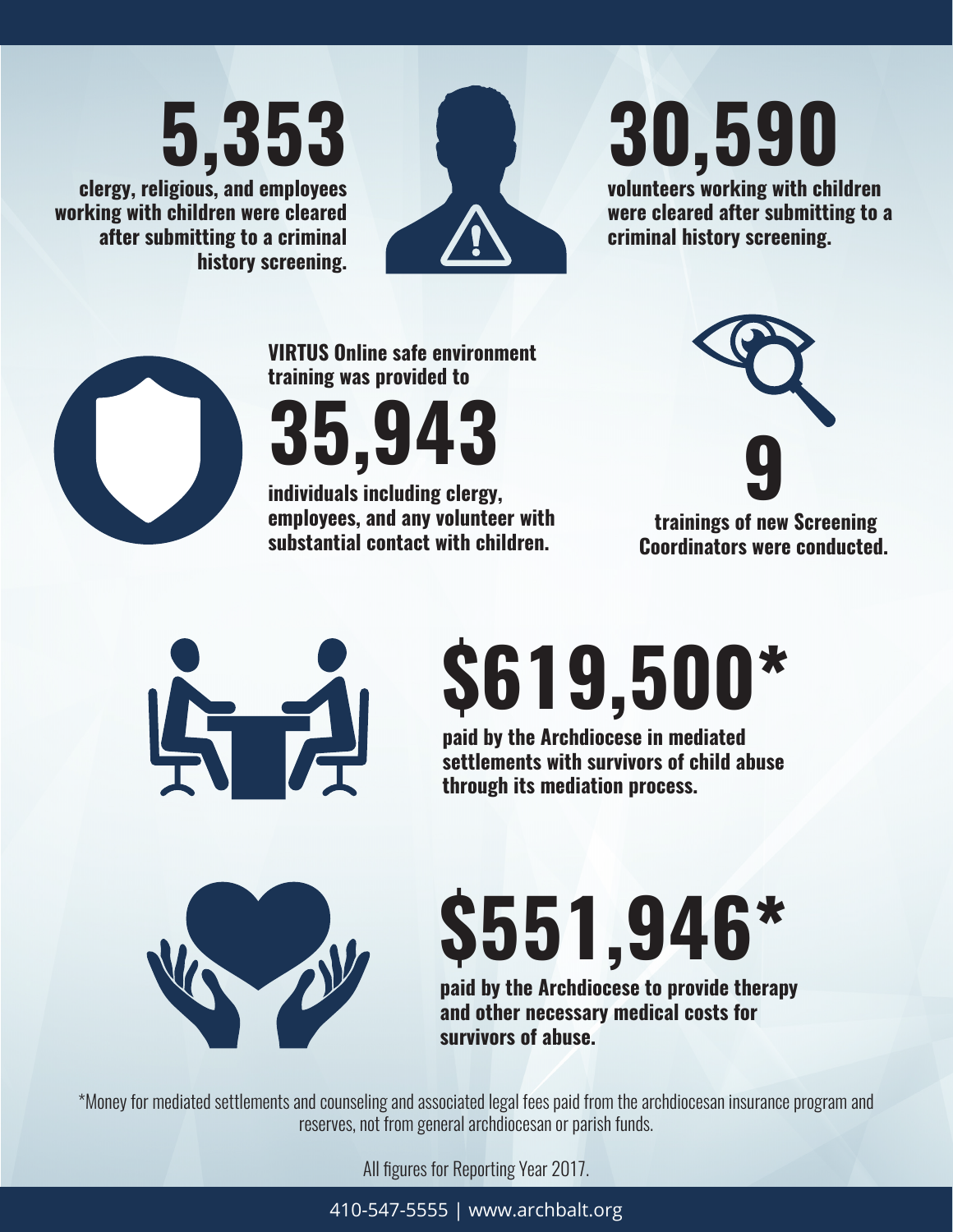**5,353**

clergy, religious, and employees working with children were cleared after submitting to a criminal history screening.

**30,590**

volunteers working with children were cleared after submitting to a criminal history screening.

VIRTUS Online safe environment training was provided to

**35,943**

individuals including clergy, employees, and any volunteer with substantial contact with children.

**9**

trainings of new Screening Coordinators were conducted.

**$619,500***

paid by the Archdiocese in mediated settlements with survivors of child abuse through its mediation process.

**$551,946***

paid by the Archdiocese to provide therapy and other necessary medical costs for survivors of abuse.

*Money for mediated settlements and counseling and associated legal fees paid from the archdiocesan insurance program and reserves, not from general archdiocesan or parish funds.

All figures for Reporting Year 2017.

410-547-5555 | www.archbalt.org